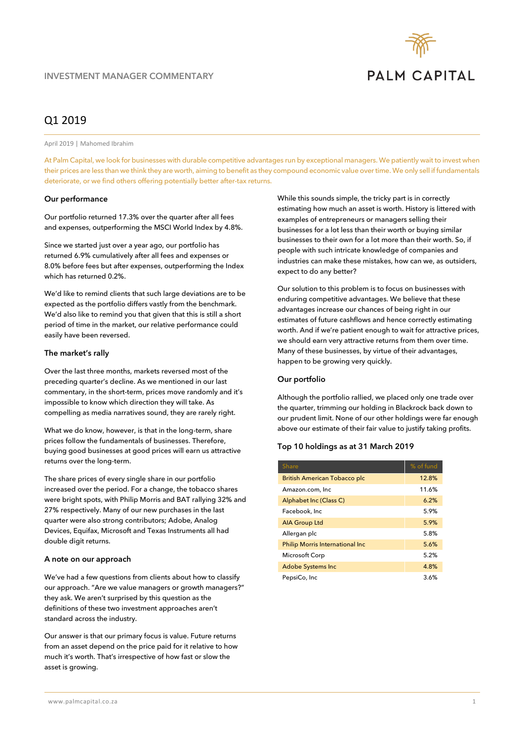INVESTMENT MANAGER COMMENTARY

PALM CAPITAL

# Q1 2019

April 2019 | Mahomed Ibrahim

At Palm Capital, we look for businesses with durable competitive advantages run by exceptional managers. We patiently wait to invest when their prices are less than we think they are worth, aiming to benefit as they compound economic value over time. We only sell if fundamentals deteriorate, or we find others offering potentially better after-tax returns.

### Our performance

Our portfolio returned 17.3% over the quarter after all fees and expenses, outperforming the MSCI World Index by 4.8%.

Since we started just over a year ago, our portfolio has returned 6.9% cumulatively after all fees and expenses or 8.0% before fees but after expenses, outperforming the Index which has returned 0.2%.

We'd like to remind clients that such large deviations are to be expected as the portfolio differs vastly from the benchmark. We'd also like to remind you that given that this is still a short period of time in the market, our relative performance could easily have been reversed.

### The market's rally

Over the last three months, markets reversed most of the preceding quarter's decline. As we mentioned in our last commentary, in the short-term, prices move randomly and it's impossible to know which direction they will take. As compelling as media narratives sound, they are rarely right.

What we do know, however, is that in the long-term, share prices follow the fundamentals of businesses. Therefore, buying good businesses at good prices will earn us attractive returns over the long-term.

The share prices of every single share in our portfolio increased over the period. For a change, the tobacco shares were bright spots, with Philip Morris and BAT rallying 32% and 27% respectively. Many of our new purchases in the last quarter were also strong contributors; Adobe, Analog Devices, Equifax, Microsoft and Texas Instruments all had double digit returns.

### A note on our approach

We've had a few questions from clients about how to classify our approach. "Are we value managers or growth managers?" they ask. We aren't surprised by this question as the definitions of these two investment approaches aren't standard across the industry.

Our answer is that our primary focus is value. Future returns from an asset depend on the price paid for it relative to how much it's worth. That's irrespective of how fast or slow the asset is growing.

While this sounds simple, the tricky part is in correctly estimating how much an asset is worth. History is littered with examples of entrepreneurs or managers selling their businesses for a lot less than their worth or buying similar businesses to their own for a lot more than their worth. So, if people with such intricate knowledge of companies and industries can make these mistakes, how can we, as outsiders, expect to do any better?

Our solution to this problem is to focus on businesses with enduring competitive advantages. We believe that these advantages increase our chances of being right in our estimates of future cashflows and hence correctly estimating worth. And if we're patient enough to wait for attractive prices, we should earn very attractive returns from them over time. Many of these businesses, by virtue of their advantages, happen to be growing very quickly.

### Our portfolio

Although the portfolio rallied, we placed only one trade over the quarter, trimming our holding in Blackrock back down to our prudent limit. None of our other holdings were far enough above our estimate of their fair value to justify taking profits.

### Top 10 holdings as at 31 March 2019

| Share | % of fund |
|---|---|
| British American Tobacco plc | 12.8% |
| Amazon.com, Inc | 11.6% |
| Alphabet Inc (Class C) | 6.2% |
| Facebook, Inc | 5.9% |
| AIA Group Ltd | 5.9% |
| Allergan plc | 5.8% |
| Philip Morris International Inc | 5.6% |
| Microsoft Corp | 5.2% |
| Adobe Systems Inc | 4.8% |
| PepsiCo, Inc | 3.6% |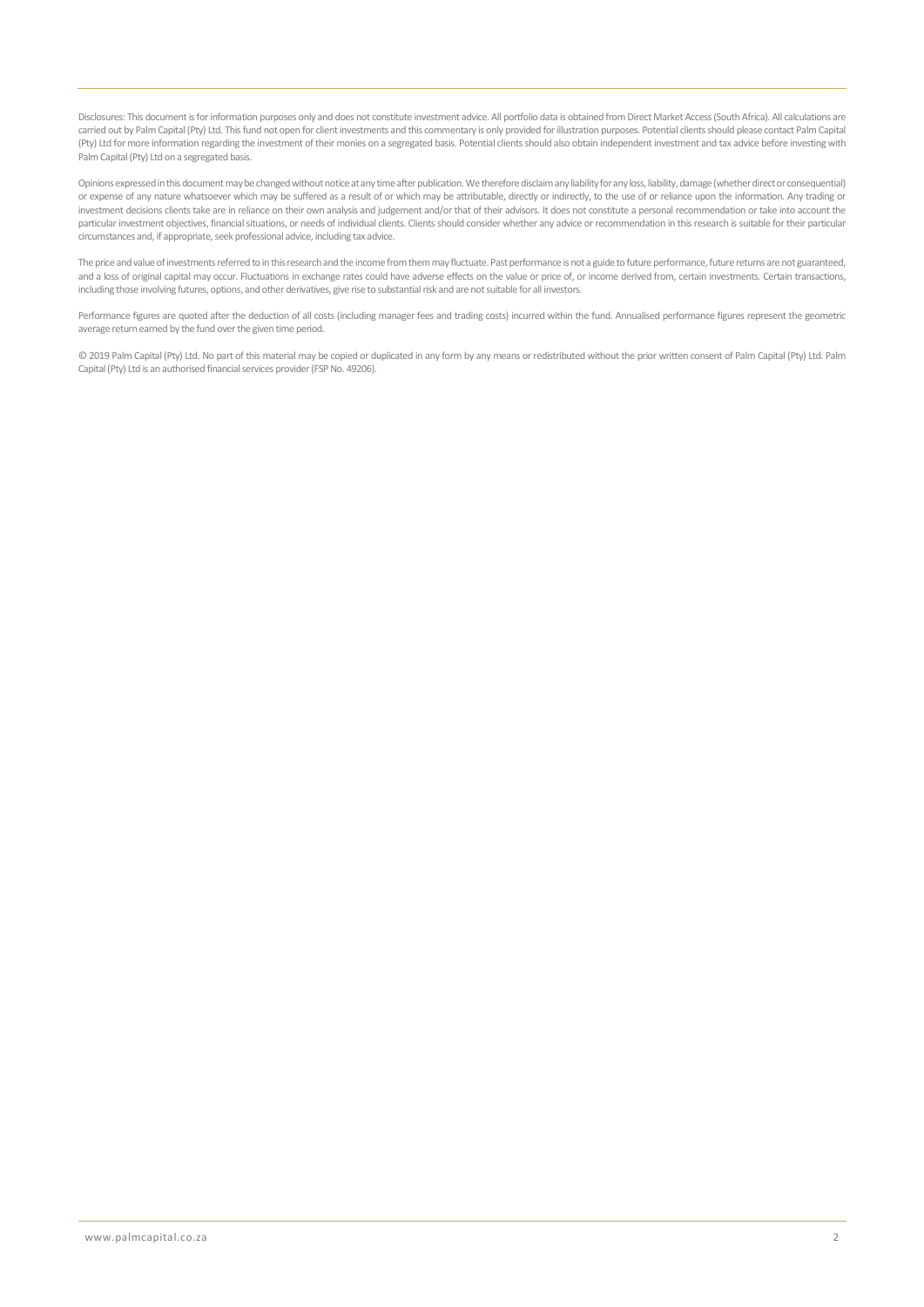Disclosures: This document is for information purposes only and does not constitute investment advice. All portfolio data is obtained from Direct Market Access (South Africa). All calculations are carried out by Palm Capital (Pty) Ltd. This fund not open for client investments and this commentary is only provided for illustration purposes. Potential clients should please contact Palm Capital (Pty) Ltd for more information regarding the investment of their monies on a segregated basis. Potential clients should also obtain independent investment and tax advice before investing with Palm Capital (Pty) Ltd on a segregated basis.

Opinions expressed in this document may be changed without notice at any time after publication. We therefore disclaim any liability for any loss, liability, damage (whether direct or consequential) or expense of any nature whatsoever which may be suffered as a result of or which may be attributable, directly or indirectly, to the use of or reliance upon the information. Any trading or investment decisions clients take are in reliance on their own analysis and judgement and/or that of their advisors. It does not constitute a personal recommendation or take into account the particular investment objectives, financial situations, or needs of individual clients. Clients should consider whether any advice or recommendation in this research is suitable for their particular circumstances and, if appropriate, seek professional advice, including tax advice.

The price and value of investments referred to in this research and the income from them may fluctuate. Past performance is not a guide to future performance, future returns are not guaranteed, and a loss of original capital may occur. Fluctuations in exchange rates could have adverse effects on the value or price of, or income derived from, certain investments. Certain transactions, including those involving futures, options, and other derivatives, give rise to substantial risk and are not suitable for all investors.

Performance figures are quoted after the deduction of all costs (including manager fees and trading costs) incurred within the fund. Annualised performance figures represent the geometric average return earned by the fund over the given time period.

© 2019 Palm Capital (Pty) Ltd. No part of this material may be copied or duplicated in any form by any means or redistributed without the prior written consent of Palm Capital (Pty) Ltd. Palm Capital (Pty) Ltd is an authorised financial services provider (FSP No. 49206).

www.palmcapital.co.za